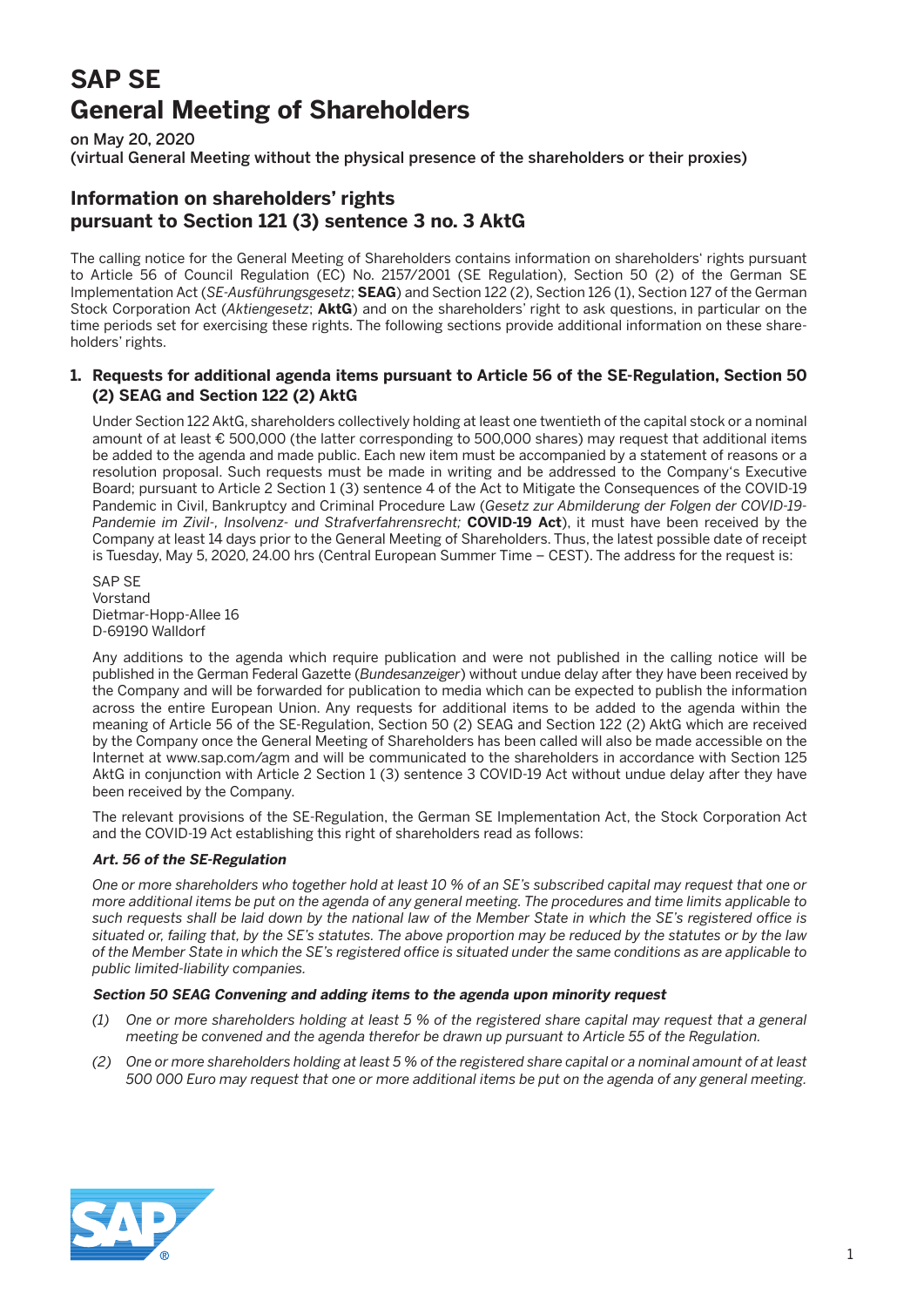# SAP SE
# General Meeting of Shareholders

**on May 20, 2020**
**(virtual General Meeting without the physical presence of the shareholders or their proxies)**

## Information on shareholders' rights pursuant to Section 121 (3) sentence 3 no. 3 AktG

The calling notice for the General Meeting of Shareholders contains information on shareholders' rights pursuant to Article 56 of Council Regulation (EC) No. 2157/2001 (SE Regulation), Section 50 (2) of the German SE Implementation Act (*SE-Ausführungsgesetz*; **SEAG**) and Section 122 (2), Section 126 (1), Section 127 of the German Stock Corporation Act (*Aktiengesetz*; **AktG**) and on the shareholders' right to ask questions, in particular on the time periods set for exercising these rights. The following sections provide additional information on these shareholders' rights.

### 1. Requests for additional agenda items pursuant to Article 56 of the SE-Regulation, Section 50 (2) SEAG and Section 122 (2) AktG

Under Section 122 AktG, shareholders collectively holding at least one twentieth of the capital stock or a nominal amount of at least € 500,000 (the latter corresponding to 500,000 shares) may request that additional items be added to the agenda and made public. Each new item must be accompanied by a statement of reasons or a resolution proposal. Such requests must be made in writing and be addressed to the Company's Executive Board; pursuant to Article 2 Section 1 (3) sentence 4 of the Act to Mitigate the Consequences of the COVID-19 Pandemic in Civil, Bankruptcy and Criminal Procedure Law (*Gesetz zur Abmilderung der Folgen der COVID-19-Pandemie im Zivil-, Insolvenz- und Strafverfahrensrecht;* **COVID-19 Act**), it must have been received by the Company at least 14 days prior to the General Meeting of Shareholders. Thus, the latest possible date of receipt is Tuesday, May 5, 2020, 24.00 hrs (Central European Summer Time – CEST). The address for the request is:

SAP SE
Vorstand
Dietmar-Hopp-Allee 16
D-69190 Walldorf

Any additions to the agenda which require publication and were not published in the calling notice will be published in the German Federal Gazette (*Bundesanzeiger*) without undue delay after they have been received by the Company and will be forwarded for publication to media which can be expected to publish the information across the entire European Union. Any requests for additional items to be added to the agenda within the meaning of Article 56 of the SE-Regulation, Section 50 (2) SEAG and Section 122 (2) AktG which are received by the Company once the General Meeting of Shareholders has been called will also be made accessible on the Internet at www.sap.com/agm and will be communicated to the shareholders in accordance with Section 125 AktG in conjunction with Article 2 Section 1 (3) sentence 3 COVID-19 Act without undue delay after they have been received by the Company.

The relevant provisions of the SE-Regulation, the German SE Implementation Act, the Stock Corporation Act and the COVID-19 Act establishing this right of shareholders read as follows:

***Art. 56 of the SE-Regulation***

*One or more shareholders who together hold at least 10 % of an SE's subscribed capital may request that one or more additional items be put on the agenda of any general meeting. The procedures and time limits applicable to such requests shall be laid down by the national law of the Member State in which the SE's registered office is situated or, failing that, by the SE's statutes. The above proportion may be reduced by the statutes or by the law of the Member State in which the SE's registered office is situated under the same conditions as are applicable to public limited-liability companies.*

***Section 50 SEAG Convening and adding items to the agenda upon minority request***

*(1) One or more shareholders holding at least 5 % of the registered share capital may request that a general meeting be convened and the agenda therefor be drawn up pursuant to Article 55 of the Regulation.*

*(2) One or more shareholders holding at least 5 % of the registered share capital or a nominal amount of at least 500 000 Euro may request that one or more additional items be put on the agenda of any general meeting.*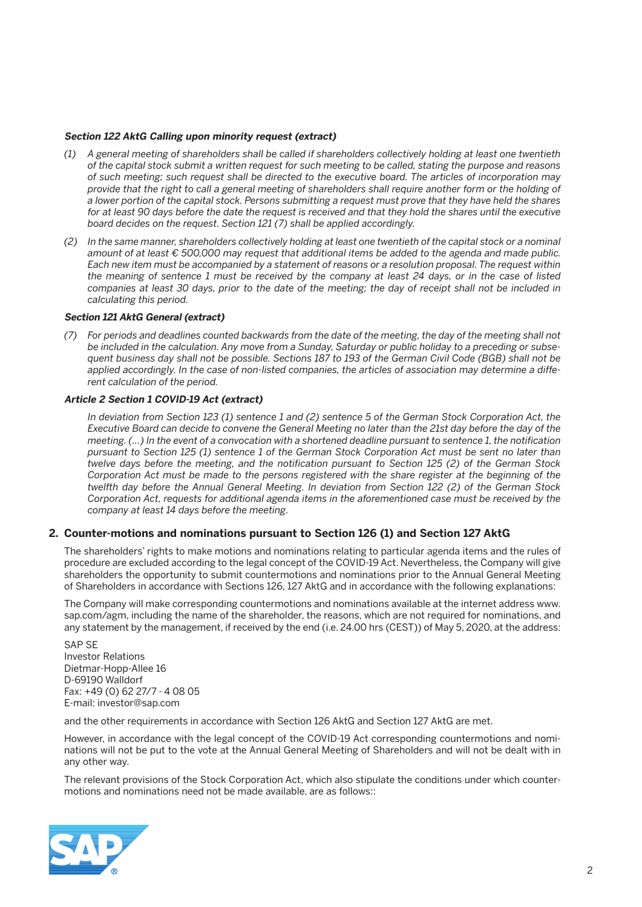***Section 122 AktG Calling upon minority request (extract)***

*(1) A general meeting of shareholders shall be called if shareholders collectively holding at least one twentieth of the capital stock submit a written request for such meeting to be called, stating the purpose and reasons of such meeting; such request shall be directed to the executive board. The articles of incorporation may provide that the right to call a general meeting of shareholders shall require another form or the holding of a lower portion of the capital stock. Persons submitting a request must prove that they have held the shares for at least 90 days before the date the request is received and that they hold the shares until the executive board decides on the request. Section 121 (7) shall be applied accordingly.*

*(2) In the same manner, shareholders collectively holding at least one twentieth of the capital stock or a nominal amount of at least € 500,000 may request that additional items be added to the agenda and made public. Each new item must be accompanied by a statement of reasons or a resolution proposal. The request within the meaning of sentence 1 must be received by the company at least 24 days, or in the case of listed companies at least 30 days, prior to the date of the meeting; the day of receipt shall not be included in calculating this period.*

***Section 121 AktG General (extract)***

*(7) For periods and deadlines counted backwards from the date of the meeting, the day of the meeting shall not be included in the calculation. Any move from a Sunday, Saturday or public holiday to a preceding or subsequent business day shall not be possible. Sections 187 to 193 of the German Civil Code (BGB) shall not be applied accordingly. In the case of non-listed companies, the articles of association may determine a different calculation of the period.*

***Article 2 Section 1 COVID-19 Act (extract)***

*In deviation from Section 123 (1) sentence 1 and (2) sentence 5 of the German Stock Corporation Act, the Executive Board can decide to convene the General Meeting no later than the 21st day before the day of the meeting. (…) In the event of a convocation with a shortened deadline pursuant to sentence 1, the notification pursuant to Section 125 (1) sentence 1 of the German Stock Corporation Act must be sent no later than twelve days before the meeting, and the notification pursuant to Section 125 (2) of the German Stock Corporation Act must be made to the persons registered with the share register at the beginning of the twelfth day before the Annual General Meeting. In deviation from Section 122 (2) of the German Stock Corporation Act, requests for additional agenda items in the aforementioned case must be received by the company at least 14 days before the meeting.*

## 2. Counter-motions and nominations pursuant to Section 126 (1) and Section 127 AktG

The shareholders' rights to make motions and nominations relating to particular agenda items and the rules of procedure are excluded according to the legal concept of the COVID-19 Act. Nevertheless, the Company will give shareholders the opportunity to submit countermotions and nominations prior to the Annual General Meeting of Shareholders in accordance with Sections 126, 127 AktG and in accordance with the following explanations:

The Company will make corresponding countermotions and nominations available at the internet address www.sap.com/agm, including the name of the shareholder, the reasons, which are not required for nominations, and any statement by the management, if received by the end (i.e. 24.00 hrs (CEST)) of May 5, 2020, at the address:

SAP SE
Investor Relations
Dietmar-Hopp-Allee 16
D-69190 Walldorf
Fax: +49 (0) 62 27/7 - 4 08 05
E-mail: investor@sap.com

and the other requirements in accordance with Section 126 AktG and Section 127 AktG are met.

However, in accordance with the legal concept of the COVID-19 Act corresponding countermotions and nominations will not be put to the vote at the Annual General Meeting of Shareholders and will not be dealt with in any other way.

The relevant provisions of the Stock Corporation Act, which also stipulate the conditions under which countermotions and nominations need not be made available, are as follows::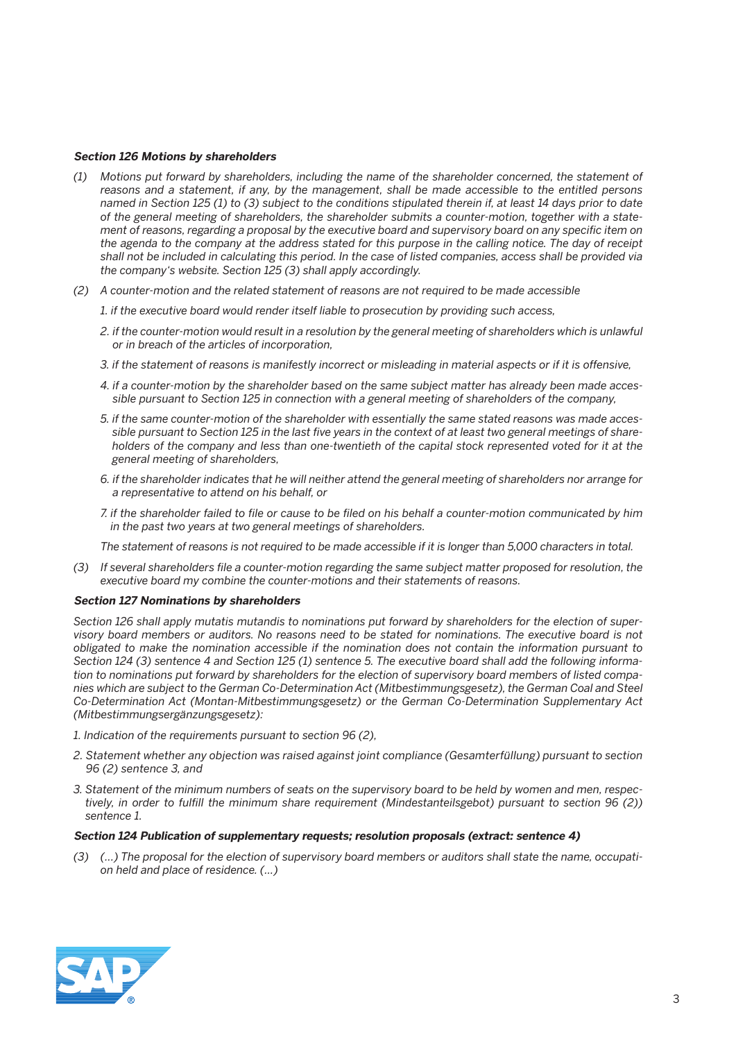***Section 126 Motions by shareholders***

*(1) Motions put forward by shareholders, including the name of the shareholder concerned, the statement of reasons and a statement, if any, by the management, shall be made accessible to the entitled persons named in Section 125 (1) to (3) subject to the conditions stipulated therein if, at least 14 days prior to date of the general meeting of shareholders, the shareholder submits a counter-motion, together with a statement of reasons, regarding a proposal by the executive board and supervisory board on any specific item on the agenda to the company at the address stated for this purpose in the calling notice. The day of receipt shall not be included in calculating this period. In the case of listed companies, access shall be provided via the company's website. Section 125 (3) shall apply accordingly.*

*(2) A counter-motion and the related statement of reasons are not required to be made accessible*

*1. if the executive board would render itself liable to prosecution by providing such access,*

*2. if the counter-motion would result in a resolution by the general meeting of shareholders which is unlawful or in breach of the articles of incorporation,*

*3. if the statement of reasons is manifestly incorrect or misleading in material aspects or if it is offensive,*

*4. if a counter-motion by the shareholder based on the same subject matter has already been made accessible pursuant to Section 125 in connection with a general meeting of shareholders of the company,*

*5. if the same counter-motion of the shareholder with essentially the same stated reasons was made accessible pursuant to Section 125 in the last five years in the context of at least two general meetings of shareholders of the company and less than one-twentieth of the capital stock represented voted for it at the general meeting of shareholders,*

*6. if the shareholder indicates that he will neither attend the general meeting of shareholders nor arrange for a representative to attend on his behalf, or*

*7. if the shareholder failed to file or cause to be filed on his behalf a counter-motion communicated by him in the past two years at two general meetings of shareholders.*

*The statement of reasons is not required to be made accessible if it is longer than 5,000 characters in total.*

*(3) If several shareholders file a counter-motion regarding the same subject matter proposed for resolution, the executive board my combine the counter-motions and their statements of reasons.*

***Section 127 Nominations by shareholders***

*Section 126 shall apply mutatis mutandis to nominations put forward by shareholders for the election of supervisory board members or auditors. No reasons need to be stated for nominations. The executive board is not obligated to make the nomination accessible if the nomination does not contain the information pursuant to Section 124 (3) sentence 4 and Section 125 (1) sentence 5. The executive board shall add the following information to nominations put forward by shareholders for the election of supervisory board members of listed companies which are subject to the German Co-Determination Act (Mitbestimmungsgesetz), the German Coal and Steel Co-Determination Act (Montan-Mitbestimmungsgesetz) or the German Co-Determination Supplementary Act (Mitbestimmungsergänzungsgesetz):*

*1. Indication of the requirements pursuant to section 96 (2),*

*2. Statement whether any objection was raised against joint compliance (Gesamterfüllung) pursuant to section 96 (2) sentence 3, and*

*3. Statement of the minimum numbers of seats on the supervisory board to be held by women and men, respectively, in order to fulfill the minimum share requirement (Mindestanteilsgebot) pursuant to section 96 (2)) sentence 1.*

***Section 124 Publication of supplementary requests; resolution proposals (extract: sentence 4)***

*(3) (...) The proposal for the election of supervisory board members or auditors shall state the name, occupation held and place of residence. (...)*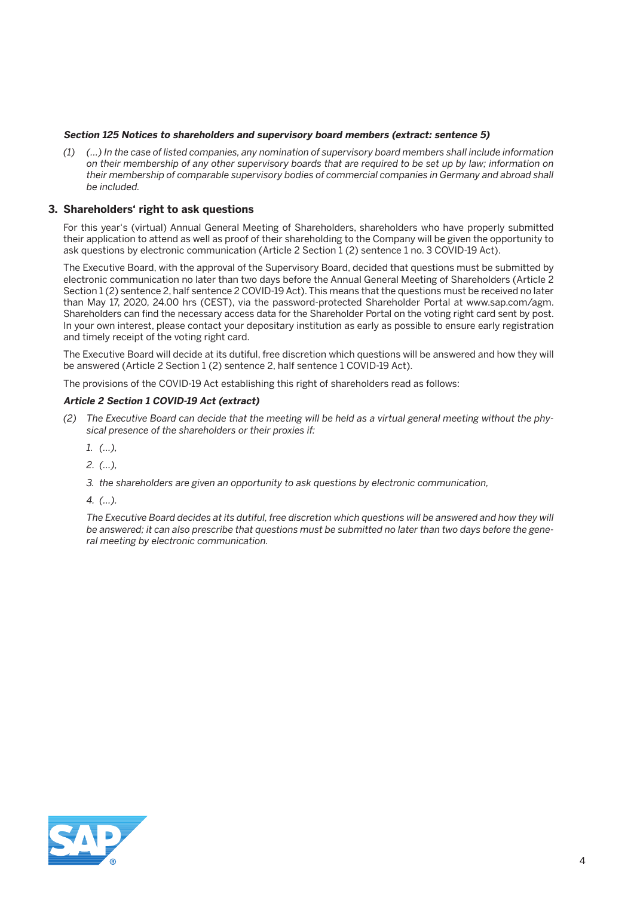***Section 125 Notices to shareholders and supervisory board members (extract: sentence 5)***

*(1) (…) In the case of listed companies, any nomination of supervisory board members shall include information on their membership of any other supervisory boards that are required to be set up by law; information on their membership of comparable supervisory bodies of commercial companies in Germany and abroad shall be included.*

## 3. Shareholders' right to ask questions

For this year's (virtual) Annual General Meeting of Shareholders, shareholders who have properly submitted their application to attend as well as proof of their shareholding to the Company will be given the opportunity to ask questions by electronic communication (Article 2 Section 1 (2) sentence 1 no. 3 COVID-19 Act).

The Executive Board, with the approval of the Supervisory Board, decided that questions must be submitted by electronic communication no later than two days before the Annual General Meeting of Shareholders (Article 2 Section 1 (2) sentence 2, half sentence 2 COVID-19 Act). This means that the questions must be received no later than May 17, 2020, 24.00 hrs (CEST), via the password-protected Shareholder Portal at www.sap.com/agm. Shareholders can find the necessary access data for the Shareholder Portal on the voting right card sent by post. In your own interest, please contact your depositary institution as early as possible to ensure early registration and timely receipt of the voting right card.

The Executive Board will decide at its dutiful, free discretion which questions will be answered and how they will be answered (Article 2 Section 1 (2) sentence 2, half sentence 1 COVID-19 Act).

The provisions of the COVID-19 Act establishing this right of shareholders read as follows:

***Article 2 Section 1 COVID-19 Act (extract)***

*(2) The Executive Board can decide that the meeting will be held as a virtual general meeting without the physical presence of the shareholders or their proxies if:*

*1. (…),*

*2. (…),*

*3. the shareholders are given an opportunity to ask questions by electronic communication,*

*4. (…).*

*The Executive Board decides at its dutiful, free discretion which questions will be answered and how they will be answered; it can also prescribe that questions must be submitted no later than two days before the general meeting by electronic communication.*